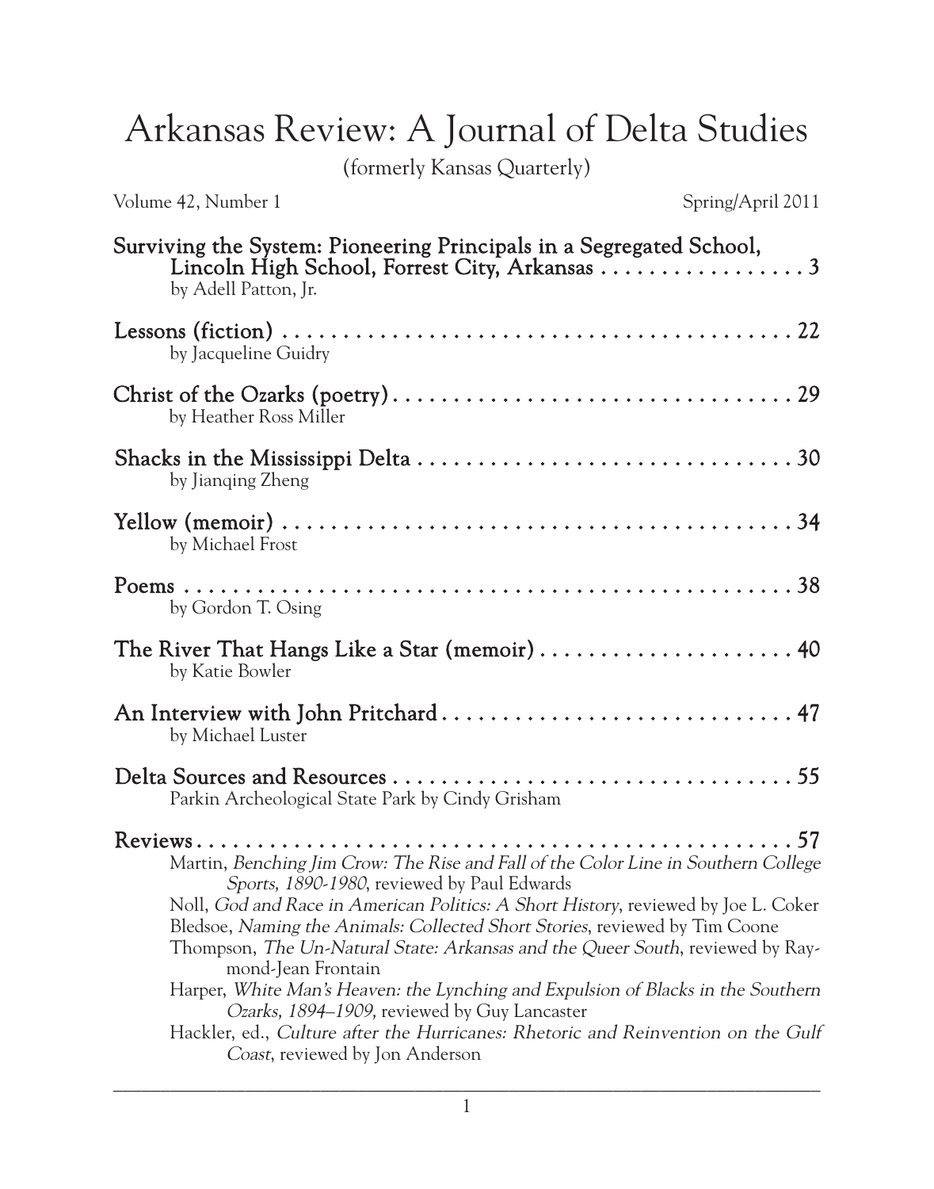# Arkansas Review: A Journal of Delta Studies

(formerly Kansas Quarterly)

Volume 42, Number 1 Spring/April 2011

**Surviving the System: Pioneering Principals in a Segregated School, Lincoln High School, Forrest City, Arkansas** . . . . . . . . . . . . . . . . . 3
by Adell Patton, Jr.

**Lessons (fiction)** . . . . . . . . . . . . . . . . . . . . . . . . . . . . . . . . . . . . . . . . . . . 22
by Jacqueline Guidry

**Christ of the Ozarks (poetry)** . . . . . . . . . . . . . . . . . . . . . . . . . . . . . . . . . 29
by Heather Ross Miller

**Shacks in the Mississippi Delta** . . . . . . . . . . . . . . . . . . . . . . . . . . . . . . . 30
by Jianqing Zheng

**Yellow (memoir)** . . . . . . . . . . . . . . . . . . . . . . . . . . . . . . . . . . . . . . . . . . . 34
by Michael Frost

**Poems** . . . . . . . . . . . . . . . . . . . . . . . . . . . . . . . . . . . . . . . . . . . . . . . . . . 38
by Gordon T. Osing

**The River That Hangs Like a Star (memoir)** . . . . . . . . . . . . . . . . . . . . . 40
by Katie Bowler

**An Interview with John Pritchard** . . . . . . . . . . . . . . . . . . . . . . . . . . . . . 47
by Michael Luster

**Delta Sources and Resources** . . . . . . . . . . . . . . . . . . . . . . . . . . . . . . . . . 55
Parkin Archeological State Park by Cindy Grisham

**Reviews** . . . . . . . . . . . . . . . . . . . . . . . . . . . . . . . . . . . . . . . . . . . . . . . . . 57

Martin, *Benching Jim Crow: The Rise and Fall of the Color Line in Southern College Sports, 1890-1980*, reviewed by Paul Edwards

Noll, *God and Race in American Politics: A Short History*, reviewed by Joe L. Coker

Bledsoe, *Naming the Animals: Collected Short Stories*, reviewed by Tim Coone

Thompson, *The Un-Natural State: Arkansas and the Queer South*, reviewed by Raymond-Jean Frontain

Harper, *White Man's Heaven: the Lynching and Expulsion of Blacks in the Southern Ozarks, 1894–1909,* reviewed by Guy Lancaster

Hackler, ed., *Culture after the Hurricanes: Rhetoric and Reinvention on the Gulf Coast*, reviewed by Jon Anderson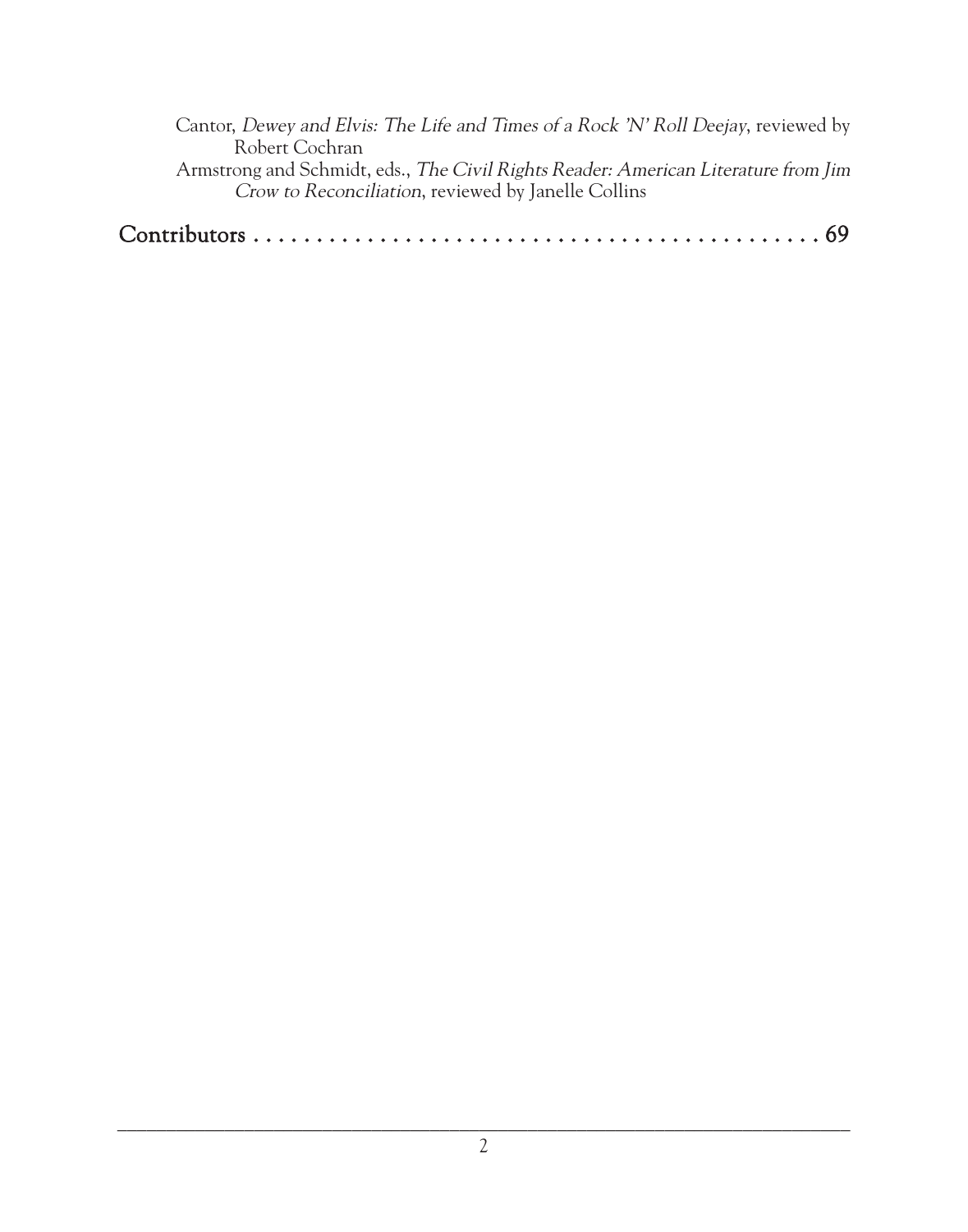Cantor, *Dewey and Elvis: The Life and Times of a Rock 'N' Roll Deejay*, reviewed by Robert Cochran

Armstrong and Schmidt, eds., *The Civil Rights Reader: American Literature from Jim Crow to Reconciliation*, reviewed by Janelle Collins

## Contributors . . . . . . . . . . . . . . . . . . . . . . . . . . . . . . . . . . . . . . . . . . . . 69